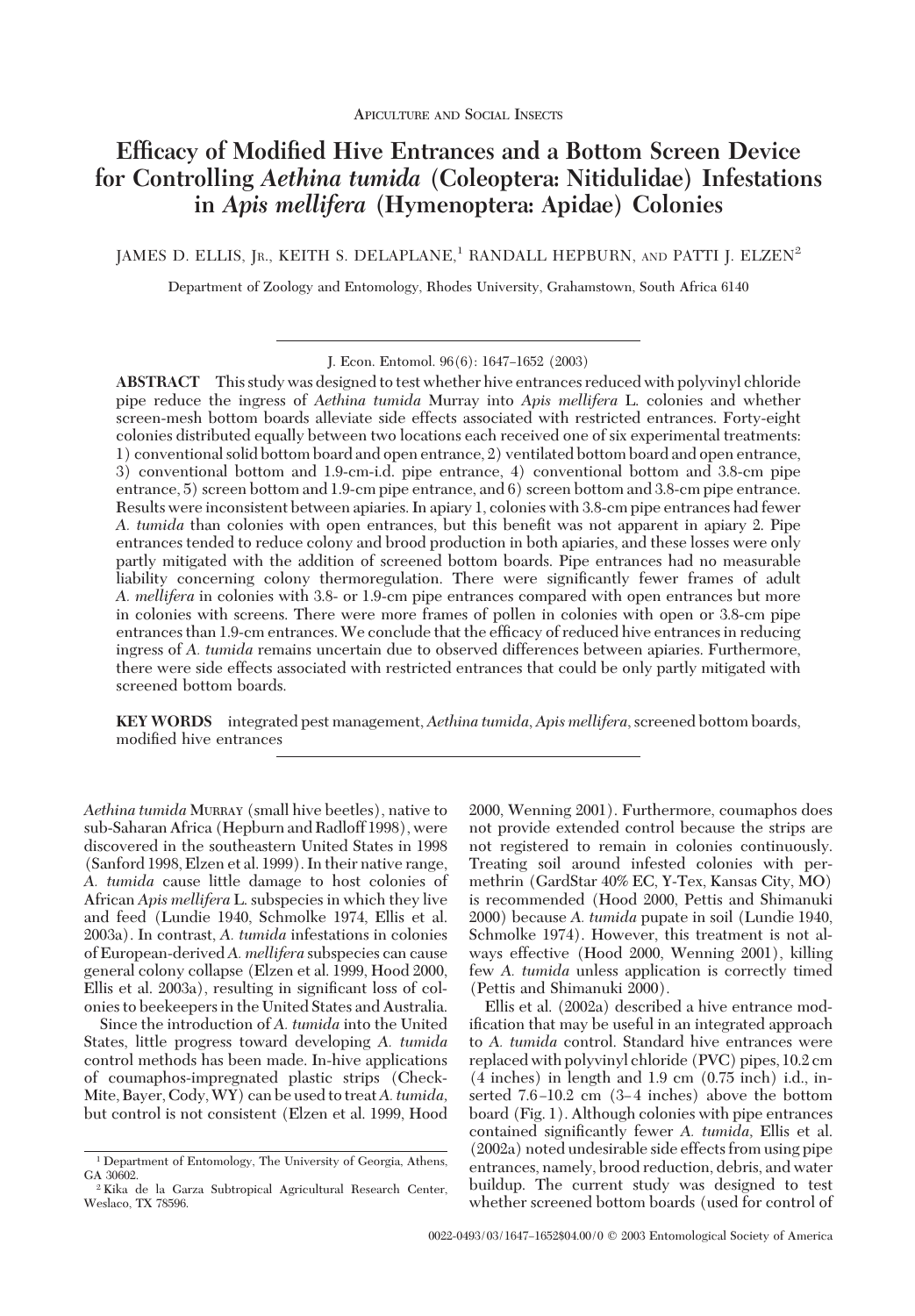Apiculture and Social Insects

# Efficacy of Modified Hive Entrances and a Bottom Screen Device for Controlling *Aethina tumida* (Coleoptera: Nitidulidae) Infestations in *Apis mellifera* (Hymenoptera: Apidae) Colonies

JAMES D. ELLIS, JR., KEITH S. DELAPLANE,[1] RANDALL HEPBURN, AND PATTI J. ELZEN[2]

Department of Zoology and Entomology, Rhodes University, Grahamstown, South Africa 6140

J. Econ. Entomol. 96(6): 1647–1652 (2003)

**ABSTRACT** This study was designed to test whether hive entrances reduced with polyvinyl chloride pipe reduce the ingress of *Aethina tumida* Murray into *Apis mellifera* L. colonies and whether screen-mesh bottom boards alleviate side effects associated with restricted entrances. Forty-eight colonies distributed equally between two locations each received one of six experimental treatments: 1) conventional solid bottom board and open entrance, 2) ventilated bottom board and open entrance, 3) conventional bottom and 1.9-cm-i.d. pipe entrance, 4) conventional bottom and 3.8-cm pipe entrance, 5) screen bottom and 1.9-cm pipe entrance, and 6) screen bottom and 3.8-cm pipe entrance. Results were inconsistent between apiaries. In apiary 1, colonies with 3.8-cm pipe entrances had fewer *A. tumida* than colonies with open entrances, but this benefit was not apparent in apiary 2. Pipe entrances tended to reduce colony and brood production in both apiaries, and these losses were only partly mitigated with the addition of screened bottom boards. Pipe entrances had no measurable liability concerning colony thermoregulation. There were significantly fewer frames of adult *A. mellifera* in colonies with 3.8- or 1.9-cm pipe entrances compared with open entrances but more in colonies with screens. There were more frames of pollen in colonies with open or 3.8-cm pipe entrances than 1.9-cm entrances. We conclude that the efficacy of reduced hive entrances in reducing ingress of *A. tumida* remains uncertain due to observed differences between apiaries. Furthermore, there were side effects associated with restricted entrances that could be only partly mitigated with screened bottom boards.

**KEY WORDS** integrated pest management, *Aethina tumida*, *Apis mellifera*, screened bottom boards, modified hive entrances

*Aethina tumida* Murray (small hive beetles), native to sub-Saharan Africa (Hepburn and Radloff 1998), were discovered in the southeastern United States in 1998 (Sanford 1998, Elzen et al. 1999). In their native range, *A. tumida* cause little damage to host colonies of African *Apis mellifera* L. subspecies in which they live and feed (Lundie 1940, Schmolke 1974, Ellis et al. 2003a). In contrast, *A. tumida* infestations in colonies of European-derived *A. mellifera* subspecies can cause general colony collapse (Elzen et al. 1999, Hood 2000, Ellis et al. 2003a), resulting in significant loss of colonies to beekeepers in the United States and Australia.

Since the introduction of *A. tumida* into the United States, little progress toward developing *A. tumida* control methods has been made. In-hive applications of coumaphos-impregnated plastic strips (Check-Mite, Bayer, Cody, WY) can be used to treat *A. tumida*, but control is not consistent (Elzen et al. 1999, Hood 2000, Wenning 2001). Furthermore, coumaphos does not provide extended control because the strips are not registered to remain in colonies continuously. Treating soil around infested colonies with permethrin (GardStar 40% EC, Y-Tex, Kansas City, MO) is recommended (Hood 2000, Pettis and Shimanuki 2000) because *A. tumida* pupate in soil (Lundie 1940, Schmolke 1974). However, this treatment is not always effective (Hood 2000, Wenning 2001), killing few *A. tumida* unless application is correctly timed (Pettis and Shimanuki 2000).

Ellis et al. (2002a) described a hive entrance modification that may be useful in an integrated approach to *A. tumida* control. Standard hive entrances were replaced with polyvinyl chloride (PVC) pipes, 10.2 cm (4 inches) in length and 1.9 cm (0.75 inch) i.d., inserted 7.6–10.2 cm (3–4 inches) above the bottom board (Fig. 1). Although colonies with pipe entrances contained significantly fewer *A. tumida*, Ellis et al. (2002a) noted undesirable side effects from using pipe entrances, namely, brood reduction, debris, and water buildup. The current study was designed to test whether screened bottom boards (used for control of

[1] Department of Entomology, The University of Georgia, Athens, GA 30602.

[2] Kika de la Garza Subtropical Agricultural Research Center, Weslaco, TX 78596.

0022-0493/03/1647–1652$04.00/0 © 2003 Entomological Society of America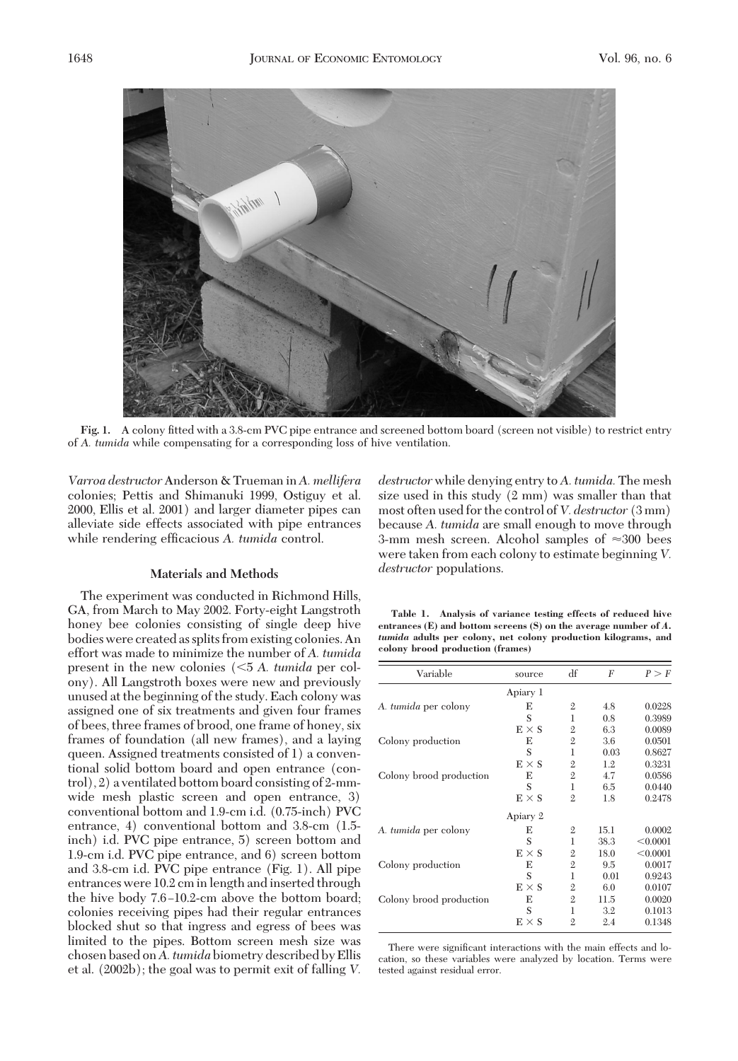Fig. 1. A colony fitted with a 3.8-cm PVC pipe entrance and screened bottom board (screen not visible) to restrict entry of *A. tumida* while compensating for a corresponding loss of hive ventilation.

*Varroa destructor* Anderson & Trueman in *A. mellifera* colonies; Pettis and Shimanuki 1999, Ostiguy et al. 2000, Ellis et al. 2001) and larger diameter pipes can alleviate side effects associated with pipe entrances while rendering efficacious *A. tumida* control.

## Materials and Methods

The experiment was conducted in Richmond Hills, GA, from March to May 2002. Forty-eight Langstroth honey bee colonies consisting of single deep hive bodies were created as splits from existing colonies. An effort was made to minimize the number of *A. tumida* present in the new colonies (<5 *A. tumida* per colony). All Langstroth boxes were new and previously unused at the beginning of the study. Each colony was assigned one of six treatments and given four frames of bees, three frames of brood, one frame of honey, six frames of foundation (all new frames), and a laying queen. Assigned treatments consisted of 1) a conventional solid bottom board and open entrance (control), 2) a ventilated bottom board consisting of 2-mm-wide mesh plastic screen and open entrance, 3) conventional bottom and 1.9-cm i.d. (0.75-inch) PVC entrance, 4) conventional bottom and 3.8-cm (1.5-inch) i.d. PVC pipe entrance, 5) screen bottom and 1.9-cm i.d. PVC pipe entrance, and 6) screen bottom and 3.8-cm i.d. PVC pipe entrance (Fig. 1). All pipe entrances were 10.2 cm in length and inserted through the hive body 7.6–10.2-cm above the bottom board; colonies receiving pipes had their regular entrances blocked shut so that ingress and egress of bees was limited to the pipes. Bottom screen mesh size was chosen based on *A. tumida* biometry described by Ellis et al. (2002b); the goal was to permit exit of falling *V. destructor* while denying entry to *A. tumida*. The mesh size used in this study (2 mm) was smaller than that most often used for the control of *V. destructor* (3 mm) because *A. tumida* are small enough to move through 3-mm mesh screen. Alcohol samples of ≈300 bees were taken from each colony to estimate beginning *V. destructor* populations.

**Table 1. Analysis of variance testing effects of reduced hive entrances (E) and bottom screens (S) on the average number of *A. tumida* adults per colony, net colony production kilograms, and colony brood production (frames)**

| Variable | source | df | $F$ | $P > F$ |
|---|---|---|---|---|
| | Apiary 1 | | | |
| *A. tumida* per colony | E | 2 | 4.8 | 0.0228 |
| | S | 1 | 0.8 | 0.3989 |
| | E × S | 2 | 6.3 | 0.0089 |
| Colony production | E | 2 | 3.6 | 0.0501 |
| | S | 1 | 0.03 | 0.8627 |
| | E × S | 2 | 1.2 | 0.3231 |
| Colony brood production | E | 2 | 4.7 | 0.0586 |
| | S | 1 | 6.5 | 0.0440 |
| | E × S | 2 | 1.8 | 0.2478 |
| | Apiary 2 | | | |
| *A. tumida* per colony | E | 2 | 15.1 | 0.0002 |
| | S | 1 | 38.3 | <0.0001 |
| | E × S | 2 | 18.0 | <0.0001 |
| Colony production | E | 2 | 9.5 | 0.0017 |
| | S | 1 | 0.01 | 0.9243 |
| | E × S | 2 | 6.0 | 0.0107 |
| Colony brood production | E | 2 | 11.5 | 0.0020 |
| | S | 1 | 3.2 | 0.1013 |
| | E × S | 2 | 2.4 | 0.1348 |

There were significant interactions with the main effects and location, so these variables were analyzed by location. Terms were tested against residual error.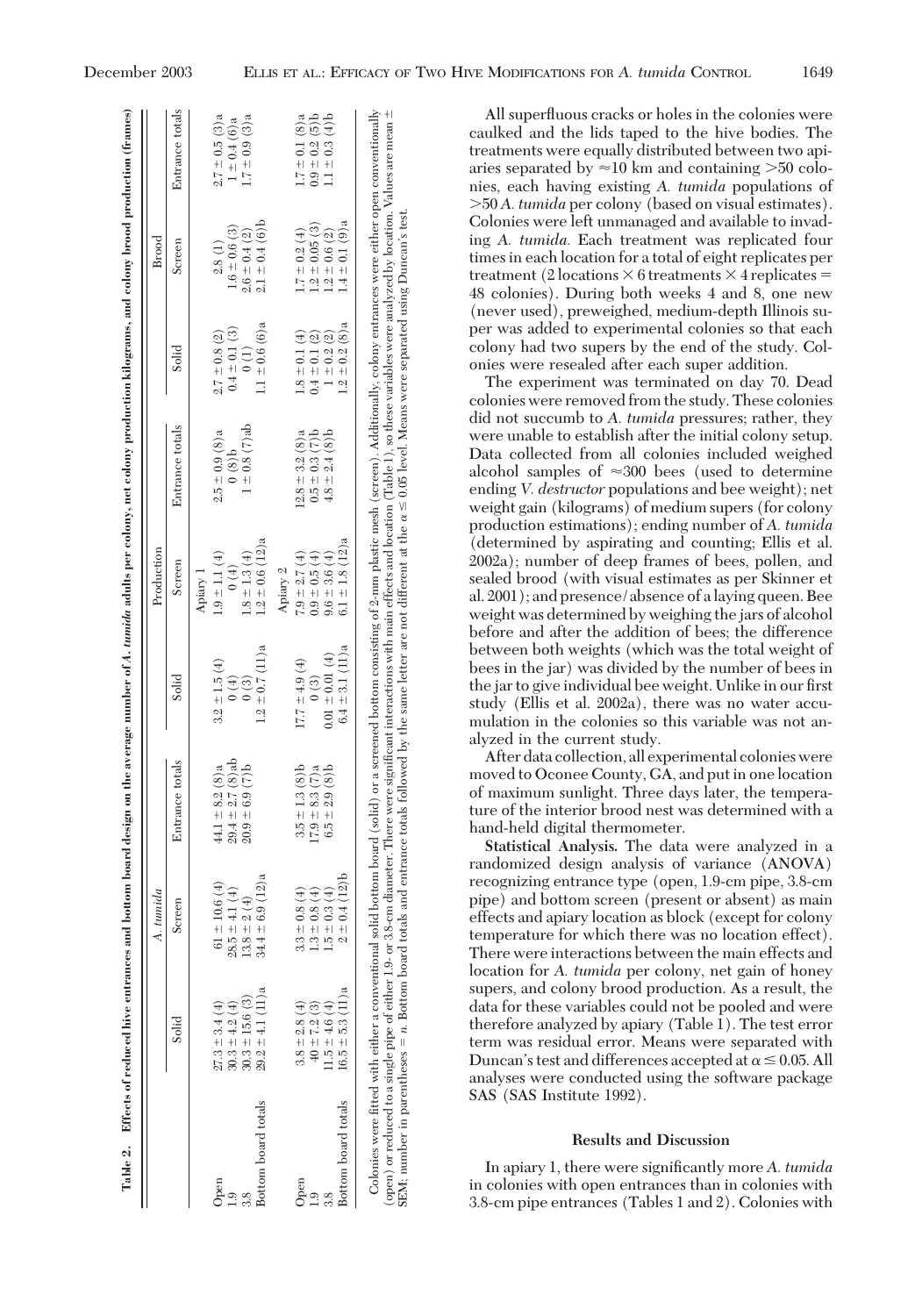**Table 2. Effects of reduced hive entrances and bottom board design on the average number of *A. tumida* adults per colony, net colony production kilograms, and colony brood production (frames)**

| | *A. tumida* | | | Production | | | Brood | | |
|---|---|---|---|---|---|---|---|---|---|
| | Solid | Screen | Entrance totals | Solid | Screen | Entrance totals | Solid | Screen | Entrance totals |
| **Apiary 1** | | | | | | | | | |
| Open | 27.3 ± 3.4 (4) | 61 ± 10.6 (4) | 44.1 ± 8.2 (8)a | 3.2 ± 1.5 (4) | 1.9 ± 1.1 (4) | 2.5 ± 0.9 (8)a | 2.7 ± 0.8 (2) | 2.8 (1) | 2.7 ± 0.5 (3)a |
| 1.9 | 30.3 ± 4.2 (4) | 28.5 ± 4.1 (4) | 29.4 ± 2.7 (8)ab | 0 (4) | 0 (4) | 0 (8)b | 0.4 ± 0.1 (3) | 1.6 ± 0.6 (3) | 1 ± 0.4 (6)a |
| 3.8 | 30.3 ± 15.6 (3) | 13.8 ± 2 (4) | 20.9 ± 6.9 (7)b | 0 (3) | 1.8 ± 1.3 (4) | 1 ± 0.8 (7)ab | 0 (1) | 2.6 ± 0.4 (2) | 1.7 ± 0.9 (3)a |
| Bottom board totals | 29.2 ± 4.1 (11)a | 34.4 ± 6.9 (12)a | | 1.2 ± 0.7 (11)a | 1.2 ± 0.6 (12)a | | 1.1 ± 0.6 (6)a | 2.1 ± 0.4 (6)b | |
| **Apiary 2** | | | | | | | | | |
| Open | 3.8 ± 2.8 (4) | 3.3 ± 0.8 (4) | 3.5 ± 1.3 (8)b | 17.7 ± 4.9 (4) | 7.9 ± 2.7 (4) | 12.8 ± 3.2 (8)a | 1.8 ± 0.1 (4) | 1.7 ± 0.2 (4) | 1.7 ± 0.1 (8)a |
| 1.9 | 40 ± 7.2 (3) | 1.3 ± 0.8 (4) | 17.9 ± 8.3 (7)a | 0 (3) | 0.9 ± 0.5 (4) | 0.5 ± 0.3 (7)b | 0.4 ± 0.1 (2) | 1.2 ± 0.05 (3) | 0.9 ± 0.2 (5)b |
| 3.8 | 11.5 ± 4.6 (4) | 1.5 ± 0.3 (4) | 6.5 ± 2.9 (8)b | 0.01 ± 0.01 (4) | 9.6 ± 3.6 (4) | 4.8 ± 2.4 (8)b | 1 ± 0.2 (2) | 1.2 ± 0.6 (2) | 1.1 ± 0.3 (4)b |
| Bottom board totals | 16.5 ± 5.3 (11)a | 2 ± 0.4 (12)b | | 6.4 ± 3.1 (11)a | 6.1 ± 1.8 (12)a | | 1.2 ± 0.2 (8)a | 1.4 ± 0.1 (9)a | |

Colonies were fitted with either a conventional solid bottom board (solid) or a screened bottom consisting of 2-mm plastic mesh (screen). Additionally, colony entrances were either open conventionally (open) or reduced to a single pipe of either 1.9- or 3.8-cm diameter. There were significant interactions with main effects and location (Table 1), so these variables were analyzed by location. Values are mean ± SEM; number in parentheses = *n*. Bottom board totals and entrance totals followed by the same letter are not different at the $\alpha \le 0.05$ level. Means were separated using Duncan's test.

All superfluous cracks or holes in the colonies were caulked and the lids taped to the hive bodies. The treatments were equally distributed between two apiaries separated by ≈10 km and containing >50 colonies, each having existing *A. tumida* populations of >50 *A. tumida* per colony (based on visual estimates). Colonies were left unmanaged and available to invading *A. tumida*. Each treatment was replicated four times in each location for a total of eight replicates per treatment (2 locations × 6 treatments × 4 replicates = 48 colonies). During both weeks 4 and 8, one new (never used), preweighed, medium-depth Illinois super was added to experimental colonies so that each colony had two supers by the end of the study. Colonies were resealed after each super addition.

The experiment was terminated on day 70. Dead colonies were removed from the study. These colonies did not succumb to *A. tumida* pressures; rather, they were unable to establish after the initial colony setup. Data collected from all colonies included weighed alcohol samples of ≈300 bees (used to determine ending *V. destructor* populations and bee weight); net weight gain (kilograms) of medium supers (for colony production estimations); ending number of *A. tumida* (determined by aspirating and counting; Ellis et al. 2002a); number of deep frames of bees, pollen, and sealed brood (with visual estimates as per Skinner et al. 2001); and presence/absence of a laying queen. Bee weight was determined by weighing the jars of alcohol before and after the addition of bees; the difference between both weights (which was the total weight of bees in the jar) was divided by the number of bees in the jar to give individual bee weight. Unlike in our first study (Ellis et al. 2002a), there was no water accumulation in the colonies so this variable was not analyzed in the current study.

After data collection, all experimental colonies were moved to Oconee County, GA, and put in one location of maximum sunlight. Three days later, the temperature of the interior brood nest was determined with a hand-held digital thermometer.

**Statistical Analysis.** The data were analyzed in a randomized design analysis of variance (ANOVA) recognizing entrance type (open, 1.9-cm pipe, 3.8-cm pipe) and bottom screen (present or absent) as main effects and apiary location as block (except for colony temperature for which there was no location effect). There were interactions between the main effects and location for *A. tumida* per colony, net gain of honey supers, and colony brood production. As a result, the data for these variables could not be pooled and were therefore analyzed by apiary (Table 1). The test error term was residual error. Means were separated with Duncan's test and differences accepted at $\alpha \le 0.05$. All analyses were conducted using the software package SAS (SAS Institute 1992).

## Results and Discussion

In apiary 1, there were significantly more *A. tumida* in colonies with open entrances than in colonies with 3.8-cm pipe entrances (Tables 1 and 2). Colonies with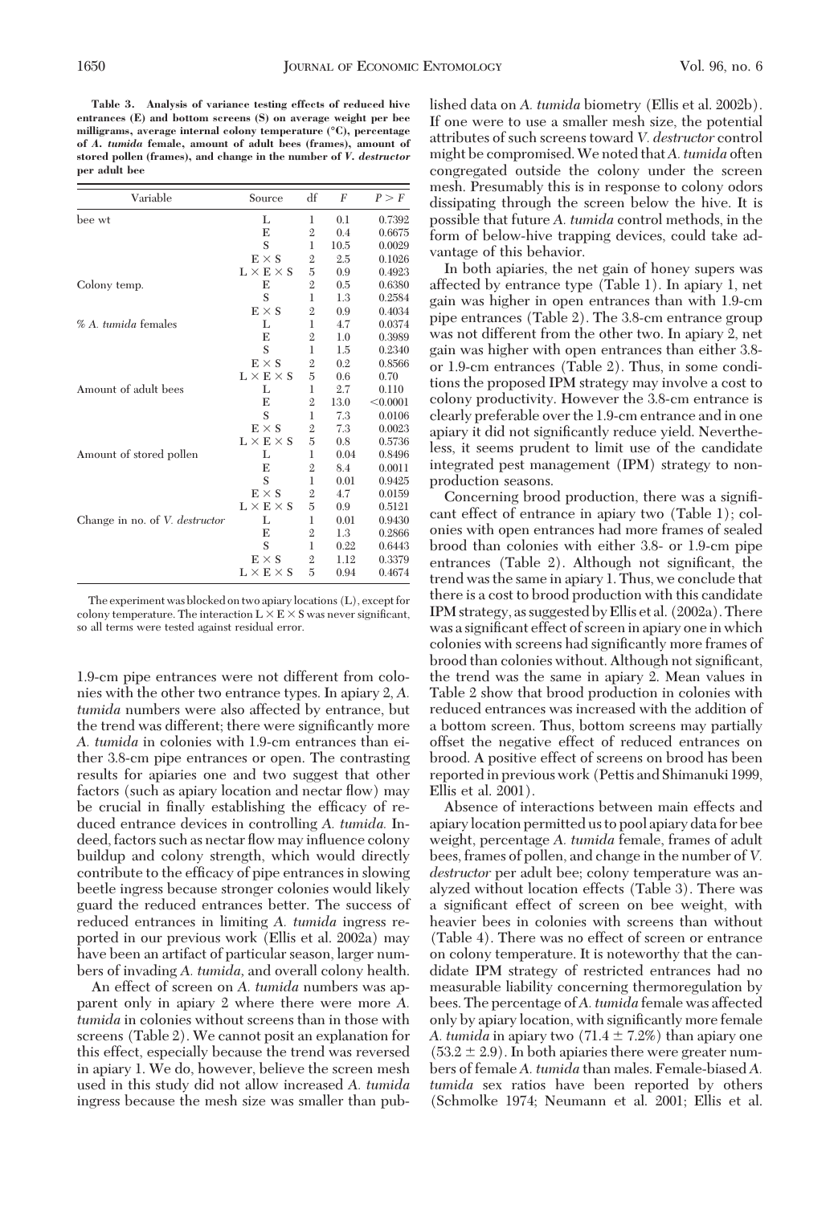**Table 3. Analysis of variance testing effects of reduced hive entrances (E) and bottom screens (S) on average weight per bee milligrams, average internal colony temperature (°C), percentage of *A. tumida* female, amount of adult bees (frames), amount of stored pollen (frames), and change in the number of *V. destructor* per adult bee**

| Variable | Source | df | $F$ | $P > F$ |
|---|---|---|---|---|
| bee wt | L | 1 | 0.1 | 0.7392 |
| | E | 2 | 0.4 | 0.6675 |
| | S | 1 | 10.5 | 0.0029 |
| | E × S | 2 | 2.5 | 0.1026 |
| | L × E × S | 5 | 0.9 | 0.4923 |
| Colony temp. | E | 2 | 0.5 | 0.6380 |
| | S | 1 | 1.3 | 0.2584 |
| | E × S | 2 | 0.9 | 0.4034 |
| % *A. tumida* females | L | 1 | 4.7 | 0.0374 |
| | E | 2 | 1.0 | 0.3989 |
| | S | 1 | 1.5 | 0.2340 |
| | E × S | 2 | 0.2 | 0.8566 |
| | L × E × S | 5 | 0.6 | 0.70 |
| Amount of adult bees | L | 1 | 2.7 | 0.110 |
| | E | 2 | 13.0 | <0.0001 |
| | S | 1 | 7.3 | 0.0106 |
| | E × S | 2 | 7.3 | 0.0023 |
| | L × E × S | 5 | 0.8 | 0.5736 |
| Amount of stored pollen | L | 1 | 0.04 | 0.8496 |
| | E | 2 | 8.4 | 0.0011 |
| | S | 1 | 0.01 | 0.9425 |
| | E × S | 2 | 4.7 | 0.0159 |
| | L × E × S | 5 | 0.9 | 0.5121 |
| Change in no. of *V. destructor* | L | 1 | 0.01 | 0.9430 |
| | E | 2 | 1.3 | 0.2866 |
| | S | 1 | 0.22 | 0.6443 |
| | E × S | 2 | 1.12 | 0.3379 |
| | L × E × S | 5 | 0.94 | 0.4674 |

The experiment was blocked on two apiary locations (L), except for colony temperature. The interaction L × E × S was never significant, so all terms were tested against residual error.

1.9-cm pipe entrances were not different from colonies with the other two entrance types. In apiary 2, *A. tumida* numbers were also affected by entrance, but the trend was different; there were significantly more *A. tumida* in colonies with 1.9-cm entrances than either 3.8-cm pipe entrances or open. The contrasting results for apiaries one and two suggest that other factors (such as apiary location and nectar flow) may be crucial in finally establishing the efficacy of reduced entrance devices in controlling *A. tumida.* Indeed, factors such as nectar flow may influence colony buildup and colony strength, which would directly contribute to the efficacy of pipe entrances in slowing beetle ingress because stronger colonies would likely guard the reduced entrances better. The success of reduced entrances in limiting *A. tumida* ingress reported in our previous work (Ellis et al. 2002a) may have been an artifact of particular season, larger numbers of invading *A. tumida,* and overall colony health.

An effect of screen on *A. tumida* numbers was apparent only in apiary 2 where there were more *A. tumida* in colonies without screens than in those with screens (Table 2). We cannot posit an explanation for this effect, especially because the trend was reversed in apiary 1. We do, however, believe the screen mesh used in this study did not allow increased *A. tumida* ingress because the mesh size was smaller than published data on *A. tumida* biometry (Ellis et al. 2002b). If one were to use a smaller mesh size, the potential attributes of such screens toward *V. destructor* control might be compromised. We noted that *A. tumida* often congregated outside the colony under the screen mesh. Presumably this is in response to colony odors dissipating through the screen below the hive. It is possible that future *A. tumida* control methods, in the form of below-hive trapping devices, could take advantage of this behavior.

In both apiaries, the net gain of honey supers was affected by entrance type (Table 1). In apiary 1, net gain was higher in open entrances than with 1.9-cm pipe entrances (Table 2). The 3.8-cm entrance group was not different from the other two. In apiary 2, net gain was higher with open entrances than either 3.8- or 1.9-cm entrances (Table 2). Thus, in some conditions the proposed IPM strategy may involve a cost to colony productivity. However the 3.8-cm entrance is clearly preferable over the 1.9-cm entrance and in one apiary it did not significantly reduce yield. Nevertheless, it seems prudent to limit use of the candidate integrated pest management (IPM) strategy to non-production seasons.

Concerning brood production, there was a significant effect of entrance in apiary two (Table 1); colonies with open entrances had more frames of sealed brood than colonies with either 3.8- or 1.9-cm pipe entrances (Table 2). Although not significant, the trend was the same in apiary 1. Thus, we conclude that there is a cost to brood production with this candidate IPM strategy, as suggested by Ellis et al. (2002a). There was a significant effect of screen in apiary one in which colonies with screens had significantly more frames of brood than colonies without. Although not significant, the trend was the same in apiary 2. Mean values in Table 2 show that brood production in colonies with reduced entrances was increased with the addition of a bottom screen. Thus, bottom screens may partially offset the negative effect of reduced entrances on brood. A positive effect of screens on brood has been reported in previous work (Pettis and Shimanuki 1999, Ellis et al. 2001).

Absence of interactions between main effects and apiary location permitted us to pool apiary data for bee weight, percentage *A. tumida* female, frames of adult bees, frames of pollen, and change in the number of *V. destructor* per adult bee; colony temperature was analyzed without location effects (Table 3). There was a significant effect of screen on bee weight, with heavier bees in colonies with screens than without (Table 4). There was no effect of screen or entrance on colony temperature. It is noteworthy that the candidate IPM strategy of restricted entrances had no measurable liability concerning thermoregulation by bees. The percentage of *A. tumida* female was affected only by apiary location, with significantly more female *A. tumida* in apiary two (71.4 ± 7.2%) than apiary one (53.2 ± 2.9). In both apiaries there were greater numbers of female *A. tumida* than males. Female-biased *A. tumida* sex ratios have been reported by others (Schmolke 1974; Neumann et al. 2001; Ellis et al.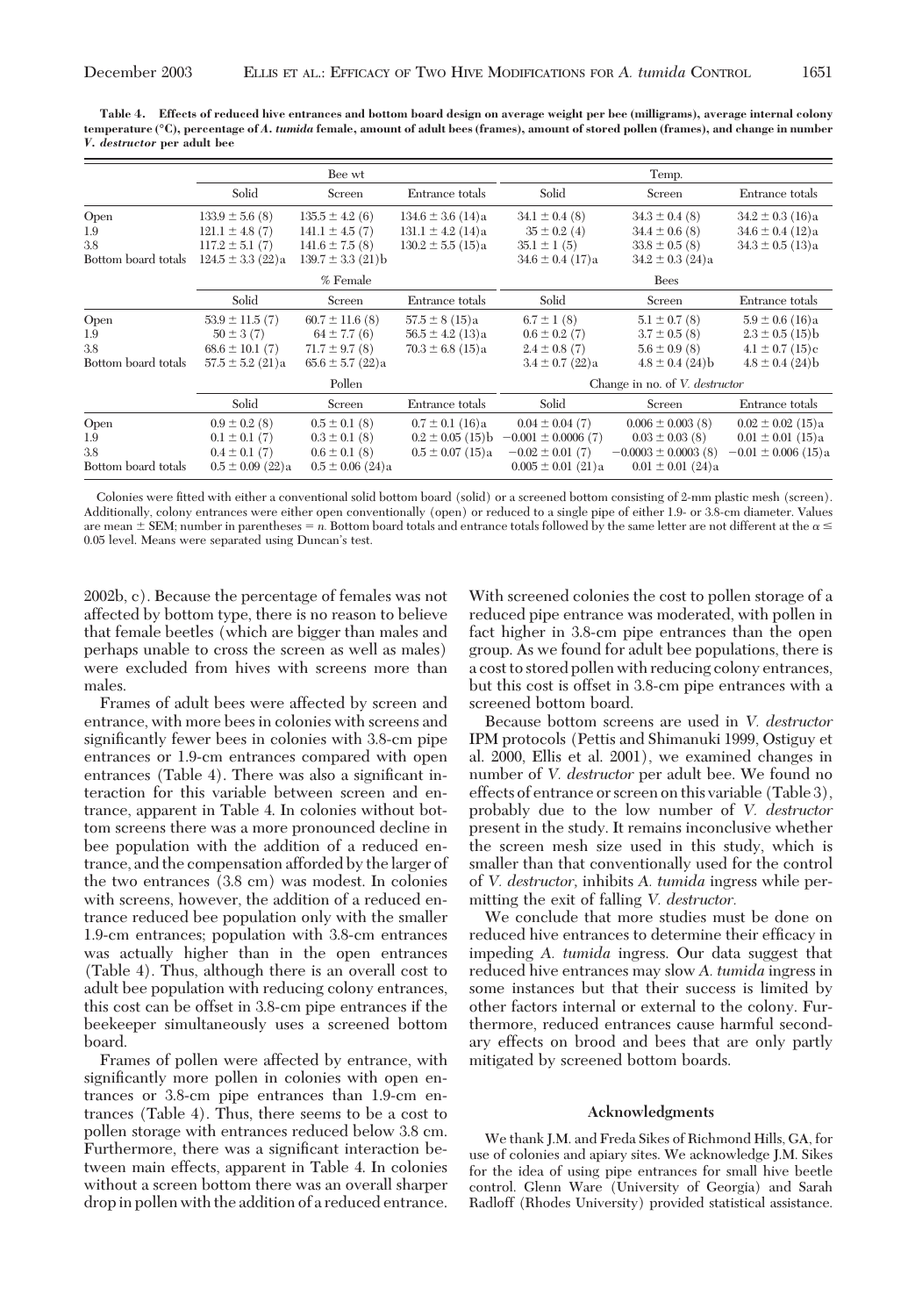**Table 4. Effects of reduced hive entrances and bottom board design on average weight per bee (milligrams), average internal colony temperature (°C), percentage of *A. tumida* female, amount of adult bees (frames), amount of stored pollen (frames), and change in number *V. destructor* per adult bee**

| | Bee wt | | | Temp. | | |
|---|---|---|---|---|---|---|
| | Solid | Screen | Entrance totals | Solid | Screen | Entrance totals |
| Open | 133.9 ± 5.6 (8) | 135.5 ± 4.2 (6) | 134.6 ± 3.6 (14)a | 34.1 ± 0.4 (8) | 34.3 ± 0.4 (8) | 34.2 ± 0.3 (16)a |
| 1.9 | 121.1 ± 4.8 (7) | 141.1 ± 4.5 (7) | 131.1 ± 4.2 (14)a | 35 ± 0.2 (4) | 34.4 ± 0.6 (8) | 34.6 ± 0.4 (12)a |
| 3.8 | 117.2 ± 5.1 (7) | 141.6 ± 7.5 (8) | 130.2 ± 5.5 (15)a | 35.1 ± 1 (5) | 33.8 ± 0.5 (8) | 34.3 ± 0.5 (13)a |
| Bottom board totals | 124.5 ± 3.3 (22)a | 139.7 ± 3.3 (21)b | | 34.6 ± 0.4 (17)a | 34.2 ± 0.3 (24)a | |
| | % Female | | | Bees | | |
| | Solid | Screen | Entrance totals | Solid | Screen | Entrance totals |
| Open | 53.9 ± 11.5 (7) | 60.7 ± 11.6 (8) | 57.5 ± 8 (15)a | 6.7 ± 1 (8) | 5.1 ± 0.7 (8) | 5.9 ± 0.6 (16)a |
| 1.9 | 50 ± 3 (7) | 64 ± 7.7 (6) | 56.5 ± 4.2 (13)a | 0.6 ± 0.2 (7) | 3.7 ± 0.5 (8) | 2.3 ± 0.5 (15)b |
| 3.8 | 68.6 ± 10.1 (7) | 71.7 ± 9.7 (8) | 70.3 ± 6.8 (15)a | 2.4 ± 0.8 (7) | 5.6 ± 0.9 (8) | 4.1 ± 0.7 (15)c |
| Bottom board totals | 57.5 ± 5.2 (21)a | 65.6 ± 5.7 (22)a | | 3.4 ± 0.7 (22)a | 4.8 ± 0.4 (24)b | 4.8 ± 0.4 (24)b |
| | Pollen | | | Change in no. of *V. destructor* | | |
| | Solid | Screen | Entrance totals | Solid | Screen | Entrance totals |
| Open | 0.9 ± 0.2 (8) | 0.5 ± 0.1 (8) | 0.7 ± 0.1 (16)a | 0.04 ± 0.04 (7) | 0.006 ± 0.003 (8) | 0.02 ± 0.02 (15)a |
| 1.9 | 0.1 ± 0.1 (7) | 0.3 ± 0.1 (8) | 0.2 ± 0.05 (15)b | −0.001 ± 0.0006 (7) | 0.03 ± 0.03 (8) | 0.01 ± 0.01 (15)a |
| 3.8 | 0.4 ± 0.1 (7) | 0.6 ± 0.1 (8) | 0.5 ± 0.07 (15)a | −0.02 ± 0.01 (7) | −0.0003 ± 0.0003 (8) | −0.01 ± 0.006 (15)a |
| Bottom board totals | 0.5 ± 0.09 (22)a | 0.5 ± 0.06 (24)a | | 0.005 ± 0.01 (21)a | 0.01 ± 0.01 (24)a | |

Colonies were fitted with either a conventional solid bottom board (solid) or a screened bottom consisting of 2-mm plastic mesh (screen). Additionally, colony entrances were either open conventionally (open) or reduced to a single pipe of either 1.9- or 3.8-cm diameter. Values are mean ± SEM; number in parentheses = *n*. Bottom board totals and entrance totals followed by the same letter are not different at the $\alpha \leq 0.05$ level. Means were separated using Duncan's test.

2002b, c). Because the percentage of females was not affected by bottom type, there is no reason to believe that female beetles (which are bigger than males and perhaps unable to cross the screen as well as males) were excluded from hives with screens more than males.

Frames of adult bees were affected by screen and entrance, with more bees in colonies with screens and significantly fewer bees in colonies with 3.8-cm pipe entrances or 1.9-cm entrances compared with open entrances (Table 4). There was also a significant interaction for this variable between screen and entrance, apparent in Table 4. In colonies without bottom screens there was a more pronounced decline in bee population with the addition of a reduced entrance, and the compensation afforded by the larger of the two entrances (3.8 cm) was modest. In colonies with screens, however, the addition of a reduced entrance reduced bee population only with the smaller 1.9-cm entrances; population with 3.8-cm entrances was actually higher than in the open entrances (Table 4). Thus, although there is an overall cost to adult bee population with reducing colony entrances, this cost can be offset in 3.8-cm pipe entrances if the beekeeper simultaneously uses a screened bottom board.

Frames of pollen were affected by entrance, with significantly more pollen in colonies with open entrances or 3.8-cm pipe entrances than 1.9-cm entrances (Table 4). Thus, there seems to be a cost to pollen storage with entrances reduced below 3.8 cm. Furthermore, there was a significant interaction between main effects, apparent in Table 4. In colonies without a screen bottom there was an overall sharper drop in pollen with the addition of a reduced entrance. With screened colonies the cost to pollen storage of a reduced pipe entrance was moderated, with pollen in fact higher in 3.8-cm pipe entrances than the open group. As we found for adult bee populations, there is a cost to stored pollen with reducing colony entrances, but this cost is offset in 3.8-cm pipe entrances with a screened bottom board.

Because bottom screens are used in *V. destructor* IPM protocols (Pettis and Shimanuki 1999, Ostiguy et al. 2000, Ellis et al. 2001), we examined changes in number of *V. destructor* per adult bee. We found no effects of entrance or screen on this variable (Table 3), probably due to the low number of *V. destructor* present in the study. It remains inconclusive whether the screen mesh size used in this study, which is smaller than that conventionally used for the control of *V. destructor*, inhibits *A. tumida* ingress while permitting the exit of falling *V. destructor*.

We conclude that more studies must be done on reduced hive entrances to determine their efficacy in impeding *A. tumida* ingress. Our data suggest that reduced hive entrances may slow *A. tumida* ingress in some instances but that their success is limited by other factors internal or external to the colony. Furthermore, reduced entrances cause harmful secondary effects on brood and bees that are only partly mitigated by screened bottom boards.

## Acknowledgments

We thank J.M. and Freda Sikes of Richmond Hills, GA, for use of colonies and apiary sites. We acknowledge J.M. Sikes for the idea of using pipe entrances for small hive beetle control. Glenn Ware (University of Georgia) and Sarah Radloff (Rhodes University) provided statistical assistance.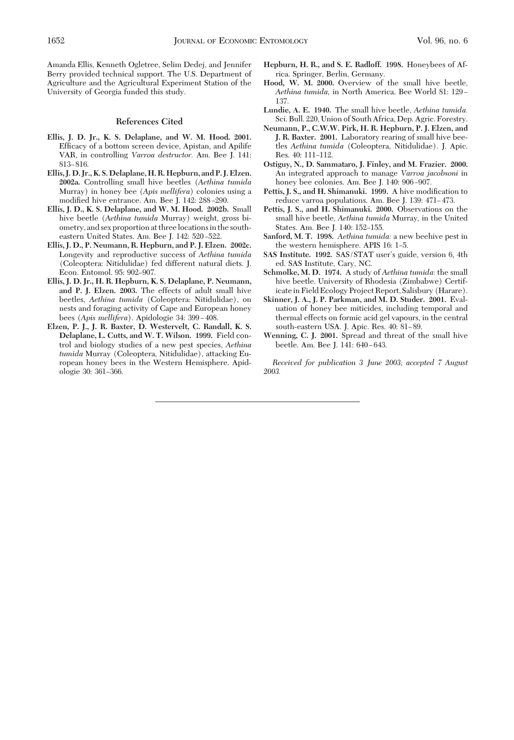Amanda Ellis, Kenneth Ogletree, Selim Dedej, and Jennifer Berry provided technical support. The U.S. Department of Agriculture and the Agricultural Experiment Station of the University of Georgia funded this study.

## References Cited

**Ellis, J. D. Jr., K. S. Delaplane, and W. M. Hood. 2001.** Efficacy of a bottom screen device, Apistan, and Apilife VAR, in controlling *Varroa destructor.* Am. Bee J. 141: 813–816.

**Ellis, J. D. Jr., K. S. Delaplane, H. R. Hepburn, and P. J. Elzen. 2002a.** Controlling small hive beetles (*Aethina tumida* Murray) in honey bee (*Apis mellifera*) colonies using a modified hive entrance. Am. Bee J. 142: 288–290.

**Ellis, J. D., K. S. Delaplane, and W. M. Hood. 2002b.** Small hive beetle (*Aethina tumida* Murray) weight, gross biometry, and sex proportion at three locations in the southeastern United States. Am. Bee J. 142: 520–522.

**Ellis, J. D., P. Neumann, R. Hepburn, and P. J. Elzen. 2002c.** Longevity and reproductive success of *Aethina tumida* (Coleoptera: Nitidulidae) fed different natural diets. J. Econ. Entomol. 95: 902–907.

**Ellis, J. D. Jr., H. R. Hepburn, K. S. Delaplane, P. Neumann, and P. J. Elzen. 2003.** The effects of adult small hive beetles, *Aethina tumida* (Coleoptera: Nitidulidae), on nests and foraging activity of Cape and European honey bees (*Apis mellifera*). Apidologie 34: 399–408.

**Elzen, P. J., J. R. Baxter, D. Westervelt, C. Randall, K. S. Delaplane, L. Cutts, and W. T. Wilson. 1999.** Field control and biology studies of a new pest species, *Aethina tumida* Murray (Coleoptera, Nitidulidae), attacking European honey bees in the Western Hemisphere. Apidologie 30: 361–366.

**Hepburn, H. R., and S. E. Radloff. 1998.** Honeybees of Africa. Springer, Berlin, Germany.

**Hood, W. M. 2000.** Overview of the small hive beetle, *Aethina tumida*, in North America. Bee World 81: 129–137.

**Lundie, A. E. 1940.** The small hive beetle, *Aethina tumida.* Sci. Bull. 220, Union of South Africa, Dep. Agric. Forestry.

**Neumann, P., C.W.W. Pirk, H. R. Hepburn, P. J. Elzen, and J. R. Baxter. 2001.** Laboratory rearing of small hive beetles *Aethina tumida* (Coleoptera, Nitidulidae). J. Apic. Res. 40: 111–112.

**Ostiguy, N., D. Sammataro, J. Finley, and M. Frazier. 2000.** An integrated approach to manage *Varroa jacobsoni* in honey bee colonies. Am. Bee J. 140: 906–907.

**Pettis, J. S., and H. Shimanuki. 1999.** A hive modification to reduce varroa populations. Am. Bee J. 139: 471–473.

**Pettis, J. S., and H. Shimanuki. 2000.** Observations on the small hive beetle, *Aethina tumida* Murray, in the United States. Am. Bee J. 140: 152–155.

**Sanford, M. T. 1998.** *Aethina tumida:* a new beehive pest in the western hemisphere. APIS 16: 1–5.

**SAS Institute. 1992.** SAS/STAT user's guide, version 6, 4th ed. SAS Institute, Cary, NC.

**Schmolke, M. D. 1974.** A study of *Aethina tumida:* the small hive beetle. University of Rhodesia (Zimbabwe) Certificate in Field Ecology Project Report, Salisbury (Harare).

**Skinner, J. A., J. P. Parkman, and M. D. Studer. 2001.** Evaluation of honey bee miticides, including temporal and thermal effects on formic acid gel vapours, in the central south-eastern USA. J. Apic. Res. 40: 81–89.

**Wenning, C. J. 2001.** Spread and threat of the small hive beetle. Am. Bee J. 141: 640–643.

*Received for publication 3 June 2003; accepted 7 August 2003.*